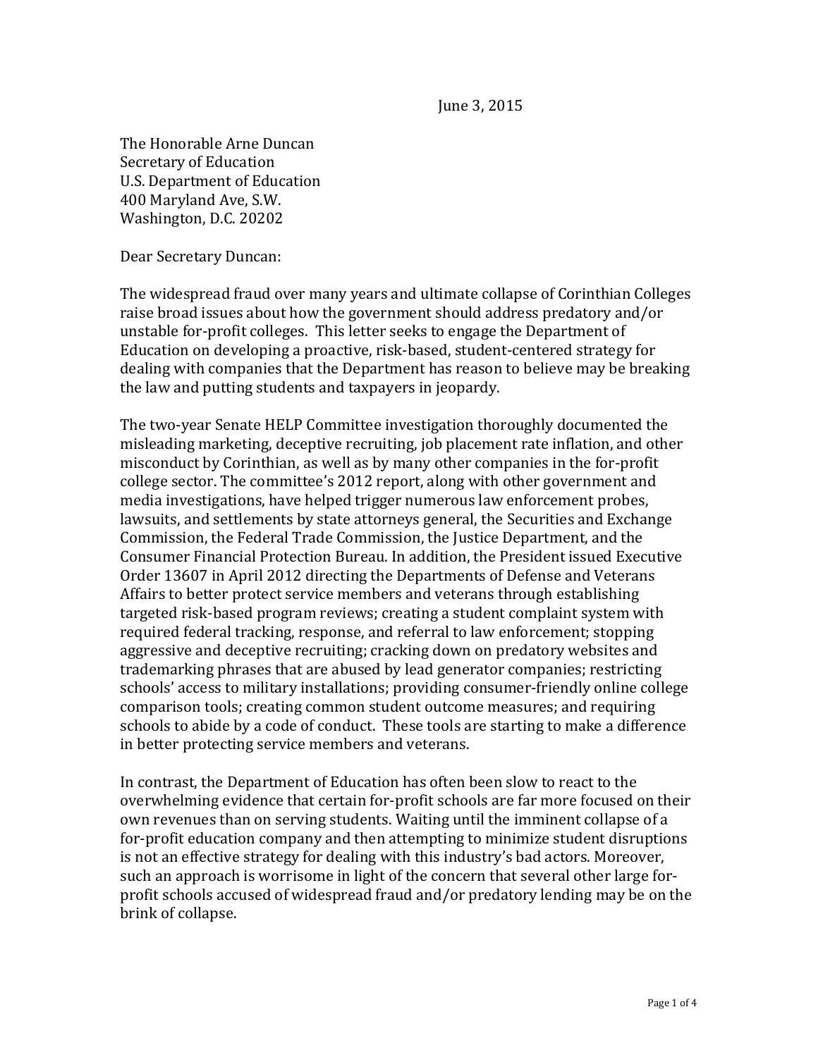June 3, 2015

The Honorable Arne Duncan
Secretary of Education
U.S. Department of Education
400 Maryland Ave, S.W.
Washington, D.C. 20202

Dear Secretary Duncan:

The widespread fraud over many years and ultimate collapse of Corinthian Colleges raise broad issues about how the government should address predatory and/or unstable for-profit colleges. This letter seeks to engage the Department of Education on developing a proactive, risk-based, student-centered strategy for dealing with companies that the Department has reason to believe may be breaking the law and putting students and taxpayers in jeopardy.

The two-year Senate HELP Committee investigation thoroughly documented the misleading marketing, deceptive recruiting, job placement rate inflation, and other misconduct by Corinthian, as well as by many other companies in the for-profit college sector. The committee's 2012 report, along with other government and media investigations, have helped trigger numerous law enforcement probes, lawsuits, and settlements by state attorneys general, the Securities and Exchange Commission, the Federal Trade Commission, the Justice Department, and the Consumer Financial Protection Bureau. In addition, the President issued Executive Order 13607 in April 2012 directing the Departments of Defense and Veterans Affairs to better protect service members and veterans through establishing targeted risk-based program reviews; creating a student complaint system with required federal tracking, response, and referral to law enforcement; stopping aggressive and deceptive recruiting; cracking down on predatory websites and trademarking phrases that are abused by lead generator companies; restricting schools' access to military installations; providing consumer-friendly online college comparison tools; creating common student outcome measures; and requiring schools to abide by a code of conduct. These tools are starting to make a difference in better protecting service members and veterans.

In contrast, the Department of Education has often been slow to react to the overwhelming evidence that certain for-profit schools are far more focused on their own revenues than on serving students. Waiting until the imminent collapse of a for-profit education company and then attempting to minimize student disruptions is not an effective strategy for dealing with this industry's bad actors. Moreover, such an approach is worrisome in light of the concern that several other large for-profit schools accused of widespread fraud and/or predatory lending may be on the brink of collapse.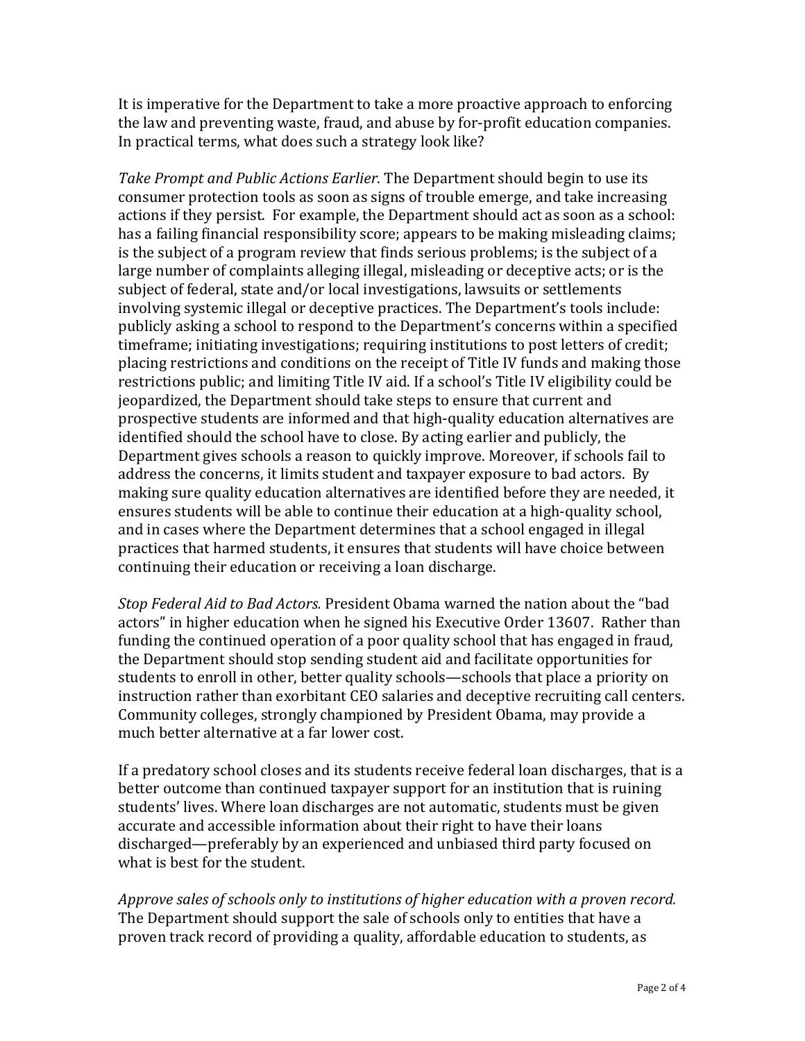It is imperative for the Department to take a more proactive approach to enforcing the law and preventing waste, fraud, and abuse by for-profit education companies. In practical terms, what does such a strategy look like?

*Take Prompt and Public Actions Earlier*. The Department should begin to use its consumer protection tools as soon as signs of trouble emerge, and take increasing actions if they persist. For example, the Department should act as soon as a school: has a failing financial responsibility score; appears to be making misleading claims; is the subject of a program review that finds serious problems; is the subject of a large number of complaints alleging illegal, misleading or deceptive acts; or is the subject of federal, state and/or local investigations, lawsuits or settlements involving systemic illegal or deceptive practices. The Department's tools include: publicly asking a school to respond to the Department's concerns within a specified timeframe; initiating investigations; requiring institutions to post letters of credit; placing restrictions and conditions on the receipt of Title IV funds and making those restrictions public; and limiting Title IV aid. If a school's Title IV eligibility could be jeopardized, the Department should take steps to ensure that current and prospective students are informed and that high-quality education alternatives are identified should the school have to close. By acting earlier and publicly, the Department gives schools a reason to quickly improve. Moreover, if schools fail to address the concerns, it limits student and taxpayer exposure to bad actors. By making sure quality education alternatives are identified before they are needed, it ensures students will be able to continue their education at a high-quality school, and in cases where the Department determines that a school engaged in illegal practices that harmed students, it ensures that students will have choice between continuing their education or receiving a loan discharge.

*Stop Federal Aid to Bad Actors.* President Obama warned the nation about the "bad actors" in higher education when he signed his Executive Order 13607. Rather than funding the continued operation of a poor quality school that has engaged in fraud, the Department should stop sending student aid and facilitate opportunities for students to enroll in other, better quality schools—schools that place a priority on instruction rather than exorbitant CEO salaries and deceptive recruiting call centers. Community colleges, strongly championed by President Obama, may provide a much better alternative at a far lower cost.

If a predatory school closes and its students receive federal loan discharges, that is a better outcome than continued taxpayer support for an institution that is ruining students' lives. Where loan discharges are not automatic, students must be given accurate and accessible information about their right to have their loans discharged—preferably by an experienced and unbiased third party focused on what is best for the student.

*Approve sales of schools only to institutions of higher education with a proven record.* The Department should support the sale of schools only to entities that have a proven track record of providing a quality, affordable education to students, as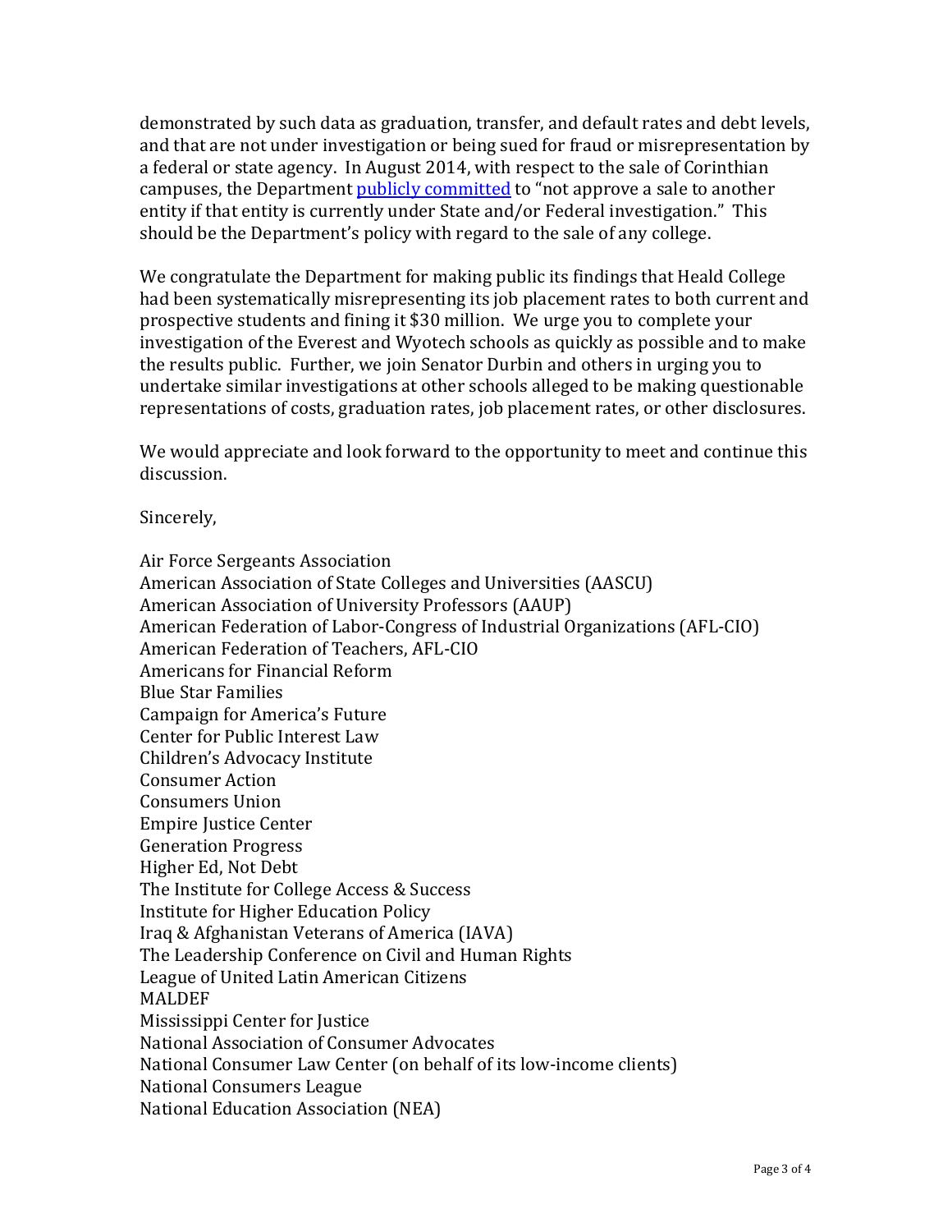demonstrated by such data as graduation, transfer, and default rates and debt levels, and that are not under investigation or being sued for fraud or misrepresentation by a federal or state agency. In August 2014, with respect to the sale of Corinthian campuses, the Department publicly committed to "not approve a sale to another entity if that entity is currently under State and/or Federal investigation." This should be the Department's policy with regard to the sale of any college.

We congratulate the Department for making public its findings that Heald College had been systematically misrepresenting its job placement rates to both current and prospective students and fining it $30 million. We urge you to complete your investigation of the Everest and Wyotech schools as quickly as possible and to make the results public. Further, we join Senator Durbin and others in urging you to undertake similar investigations at other schools alleged to be making questionable representations of costs, graduation rates, job placement rates, or other disclosures.

We would appreciate and look forward to the opportunity to meet and continue this discussion.

Sincerely,

Air Force Sergeants Association
American Association of State Colleges and Universities (AASCU)
American Association of University Professors (AAUP)
American Federation of Labor-Congress of Industrial Organizations (AFL-CIO)
American Federation of Teachers, AFL-CIO
Americans for Financial Reform
Blue Star Families
Campaign for America's Future
Center for Public Interest Law
Children's Advocacy Institute
Consumer Action
Consumers Union
Empire Justice Center
Generation Progress
Higher Ed, Not Debt
The Institute for College Access & Success
Institute for Higher Education Policy
Iraq & Afghanistan Veterans of America (IAVA)
The Leadership Conference on Civil and Human Rights
League of United Latin American Citizens
MALDEF
Mississippi Center for Justice
National Association of Consumer Advocates
National Consumer Law Center (on behalf of its low-income clients)
National Consumers League
National Education Association (NEA)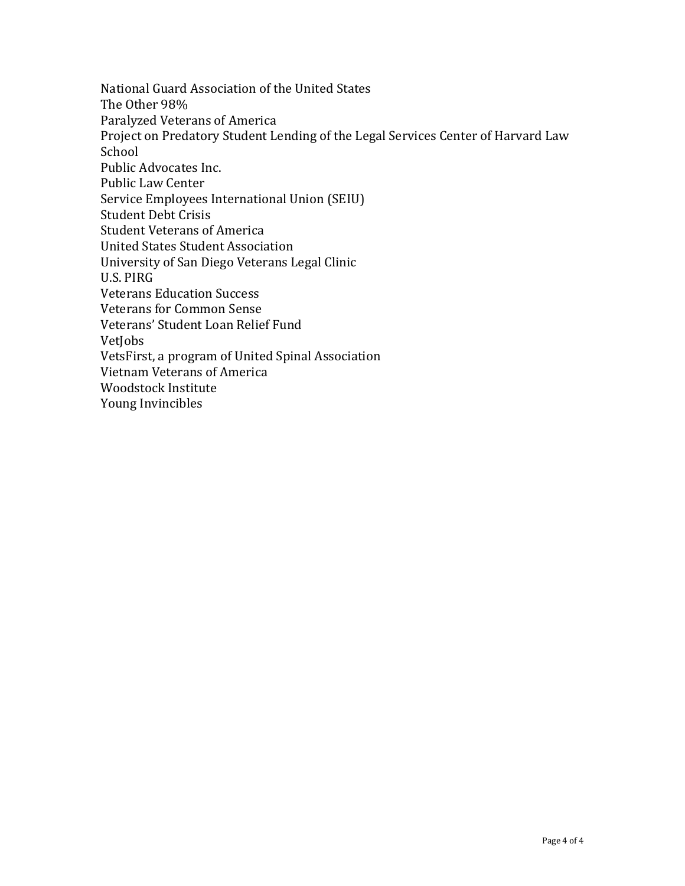National Guard Association of the United States
The Other 98%
Paralyzed Veterans of America
Project on Predatory Student Lending of the Legal Services Center of Harvard Law School
Public Advocates Inc.
Public Law Center
Service Employees International Union (SEIU)
Student Debt Crisis
Student Veterans of America
United States Student Association
University of San Diego Veterans Legal Clinic
U.S. PIRG
Veterans Education Success
Veterans for Common Sense
Veterans' Student Loan Relief Fund
VetJobs
VetsFirst, a program of United Spinal Association
Vietnam Veterans of America
Woodstock Institute
Young Invincibles